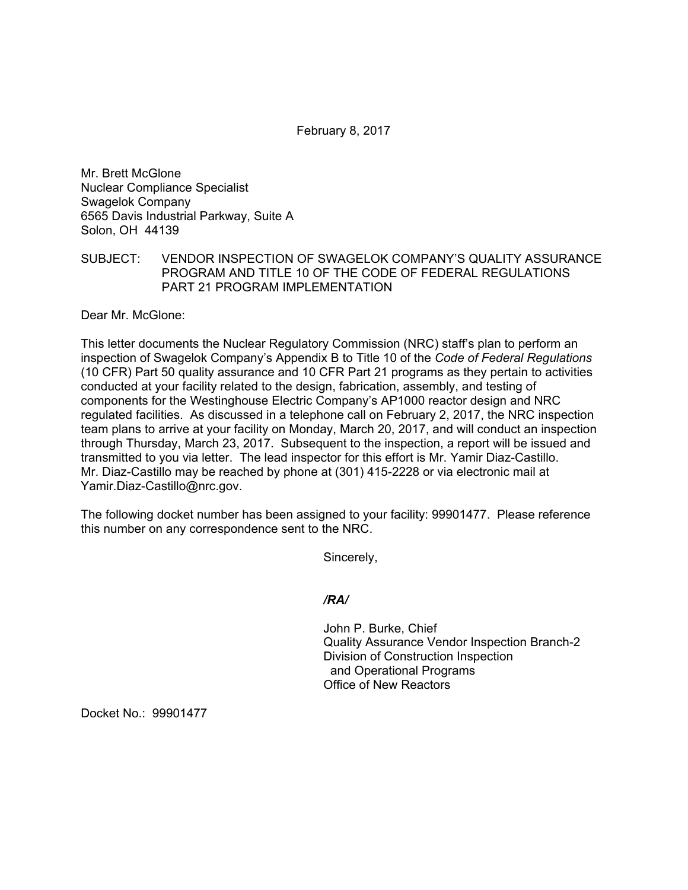February 8, 2017

Mr. Brett McGlone
Nuclear Compliance Specialist
Swagelok Company
6565 Davis Industrial Parkway, Suite A
Solon, OH 44139

SUBJECT: VENDOR INSPECTION OF SWAGELOK COMPANY'S QUALITY ASSURANCE PROGRAM AND TITLE 10 OF THE CODE OF FEDERAL REGULATIONS PART 21 PROGRAM IMPLEMENTATION

Dear Mr. McGlone:

This letter documents the Nuclear Regulatory Commission (NRC) staff's plan to perform an inspection of Swagelok Company's Appendix B to Title 10 of the *Code of Federal Regulations* (10 CFR) Part 50 quality assurance and 10 CFR Part 21 programs as they pertain to activities conducted at your facility related to the design, fabrication, assembly, and testing of components for the Westinghouse Electric Company's AP1000 reactor design and NRC regulated facilities. As discussed in a telephone call on February 2, 2017, the NRC inspection team plans to arrive at your facility on Monday, March 20, 2017, and will conduct an inspection through Thursday, March 23, 2017. Subsequent to the inspection, a report will be issued and transmitted to you via letter. The lead inspector for this effort is Mr. Yamir Diaz-Castillo. Mr. Diaz-Castillo may be reached by phone at (301) 415-2228 or via electronic mail at Yamir.Diaz-Castillo@nrc.gov.

The following docket number has been assigned to your facility: 99901477. Please reference this number on any correspondence sent to the NRC.

Sincerely,

*/RA/*

John P. Burke, Chief
Quality Assurance Vendor Inspection Branch-2
Division of Construction Inspection
and Operational Programs
Office of New Reactors

Docket No.: 99901477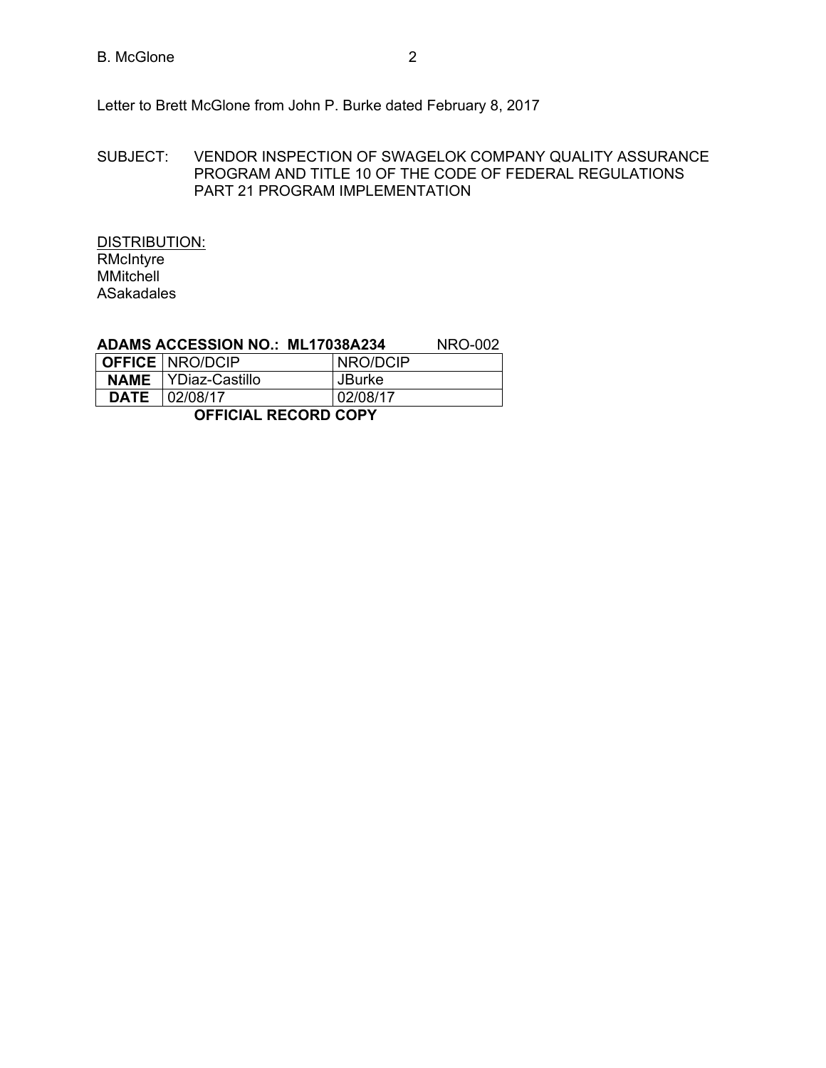Letter to Brett McGlone from John P. Burke dated February 8, 2017

SUBJECT: VENDOR INSPECTION OF SWAGELOK COMPANY QUALITY ASSURANCE PROGRAM AND TITLE 10 OF THE CODE OF FEDERAL REGULATIONS PART 21 PROGRAM IMPLEMENTATION

DISTRIBUTION:
RMcIntyre
MMitchell
ASakadales

**ADAMS ACCESSION NO.: ML17038A234** NRO-002

| | | |
|---|---|---|
| **OFFICE** | NRO/DCIP | NRO/DCIP |
| **NAME** | YDiaz-Castillo | JBurke |
| **DATE** | 02/08/17 | 02/08/17 |

**OFFICIAL RECORD COPY**